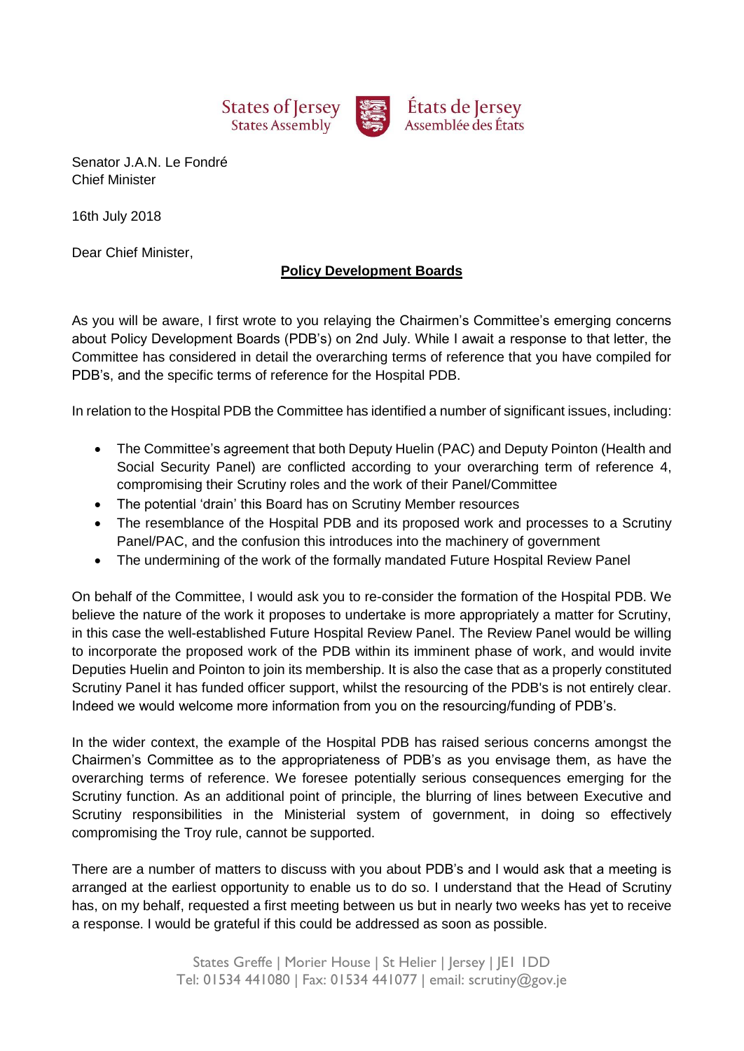States of Jersey
States Assembly

États de Jersey
Assemblée des États

Senator J.A.N. Le Fondré
Chief Minister

16th July 2018

Dear Chief Minister,

**Policy Development Boards**

As you will be aware, I first wrote to you relaying the Chairmen's Committee's emerging concerns about Policy Development Boards (PDB's) on 2nd July. While I await a response to that letter, the Committee has considered in detail the overarching terms of reference that you have compiled for PDB's, and the specific terms of reference for the Hospital PDB.

In relation to the Hospital PDB the Committee has identified a number of significant issues, including:

- The Committee's agreement that both Deputy Huelin (PAC) and Deputy Pointon (Health and Social Security Panel) are conflicted according to your overarching term of reference 4, compromising their Scrutiny roles and the work of their Panel/Committee
- The potential 'drain' this Board has on Scrutiny Member resources
- The resemblance of the Hospital PDB and its proposed work and processes to a Scrutiny Panel/PAC, and the confusion this introduces into the machinery of government
- The undermining of the work of the formally mandated Future Hospital Review Panel

On behalf of the Committee, I would ask you to re-consider the formation of the Hospital PDB. We believe the nature of the work it proposes to undertake is more appropriately a matter for Scrutiny, in this case the well-established Future Hospital Review Panel. The Review Panel would be willing to incorporate the proposed work of the PDB within its imminent phase of work, and would invite Deputies Huelin and Pointon to join its membership. It is also the case that as a properly constituted Scrutiny Panel it has funded officer support, whilst the resourcing of the PDB's is not entirely clear. Indeed we would welcome more information from you on the resourcing/funding of PDB's.

In the wider context, the example of the Hospital PDB has raised serious concerns amongst the Chairmen's Committee as to the appropriateness of PDB's as you envisage them, as have the overarching terms of reference. We foresee potentially serious consequences emerging for the Scrutiny function. As an additional point of principle, the blurring of lines between Executive and Scrutiny responsibilities in the Ministerial system of government, in doing so effectively compromising the Troy rule, cannot be supported.

There are a number of matters to discuss with you about PDB's and I would ask that a meeting is arranged at the earliest opportunity to enable us to do so. I understand that the Head of Scrutiny has, on my behalf, requested a first meeting between us but in nearly two weeks has yet to receive a response. I would be grateful if this could be addressed as soon as possible.

States Greffe | Morier House | St Helier | Jersey | JE1 1DD
Tel: 01534 441080 | Fax: 01534 441077 | email: scrutiny@gov.je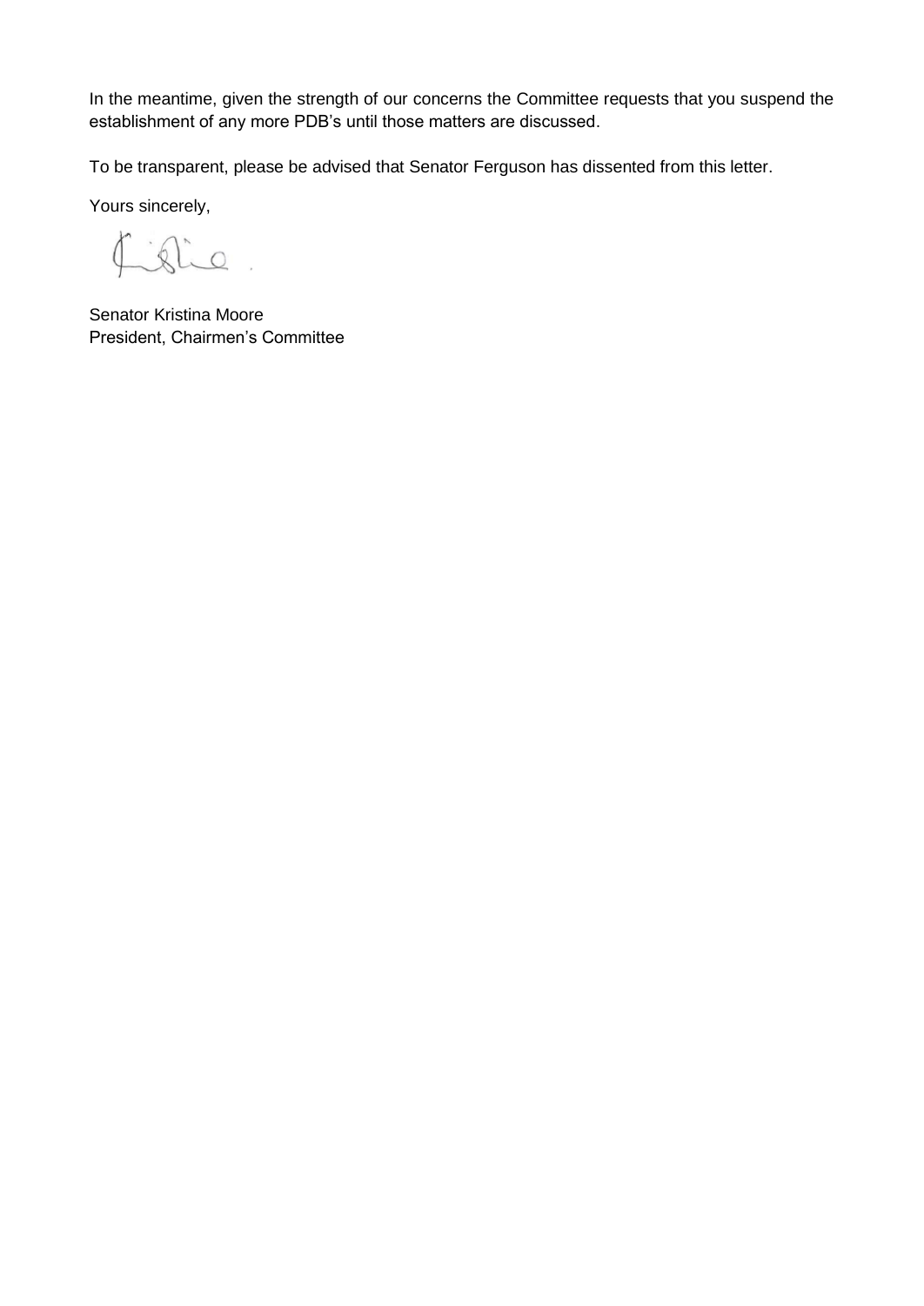In the meantime, given the strength of our concerns the Committee requests that you suspend the establishment of any more PDB's until those matters are discussed.

To be transparent, please be advised that Senator Ferguson has dissented from this letter.

Yours sincerely,

Senator Kristina Moore
President, Chairmen's Committee